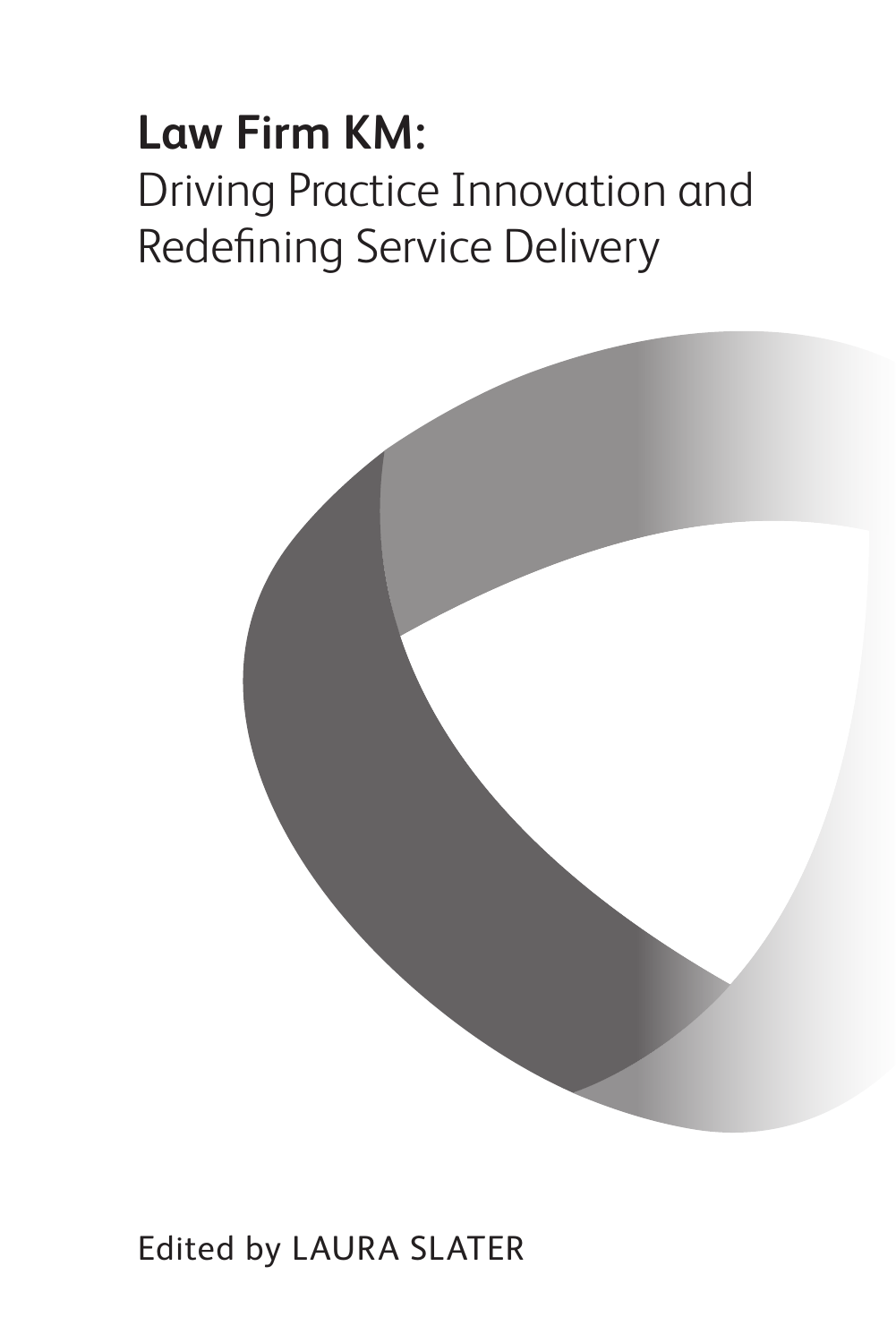# Law Firm KM:

## Driving Practice Innovation and Redefining Service Delivery

Edited by LAURA SLATER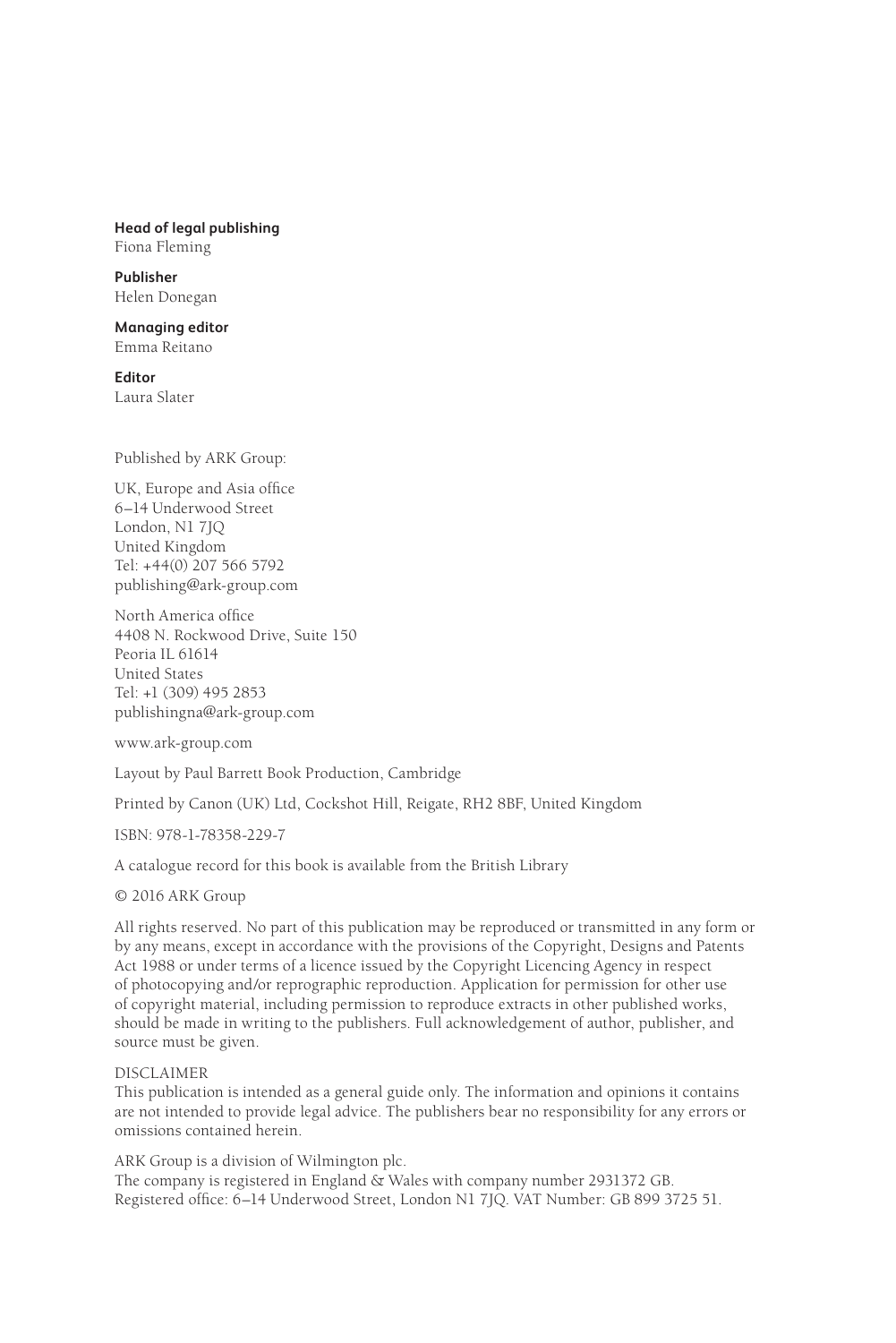**Head of legal publishing**
Fiona Fleming

**Publisher**
Helen Donegan

**Managing editor**
Emma Reitano

**Editor**
Laura Slater

Published by ARK Group:

UK, Europe and Asia office
6–14 Underwood Street
London, N1 7JQ
United Kingdom
Tel: +44(0) 207 566 5792
publishing@ark-group.com

North America office
4408 N. Rockwood Drive, Suite 150
Peoria IL 61614
United States
Tel: +1 (309) 495 2853
publishingna@ark-group.com

www.ark-group.com

Layout by Paul Barrett Book Production, Cambridge

Printed by Canon (UK) Ltd, Cockshot Hill, Reigate, RH2 8BF, United Kingdom

ISBN: 978-1-78358-229-7

A catalogue record for this book is available from the British Library

© 2016 ARK Group

All rights reserved. No part of this publication may be reproduced or transmitted in any form or by any means, except in accordance with the provisions of the Copyright, Designs and Patents Act 1988 or under terms of a licence issued by the Copyright Licencing Agency in respect of photocopying and/or reprographic reproduction. Application for permission for other use of copyright material, including permission to reproduce extracts in other published works, should be made in writing to the publishers. Full acknowledgement of author, publisher, and source must be given.

DISCLAIMER
This publication is intended as a general guide only. The information and opinions it contains are not intended to provide legal advice. The publishers bear no responsibility for any errors or omissions contained herein.

ARK Group is a division of Wilmington plc.
The company is registered in England & Wales with company number 2931372 GB.
Registered office: 6–14 Underwood Street, London N1 7JQ. VAT Number: GB 899 3725 51.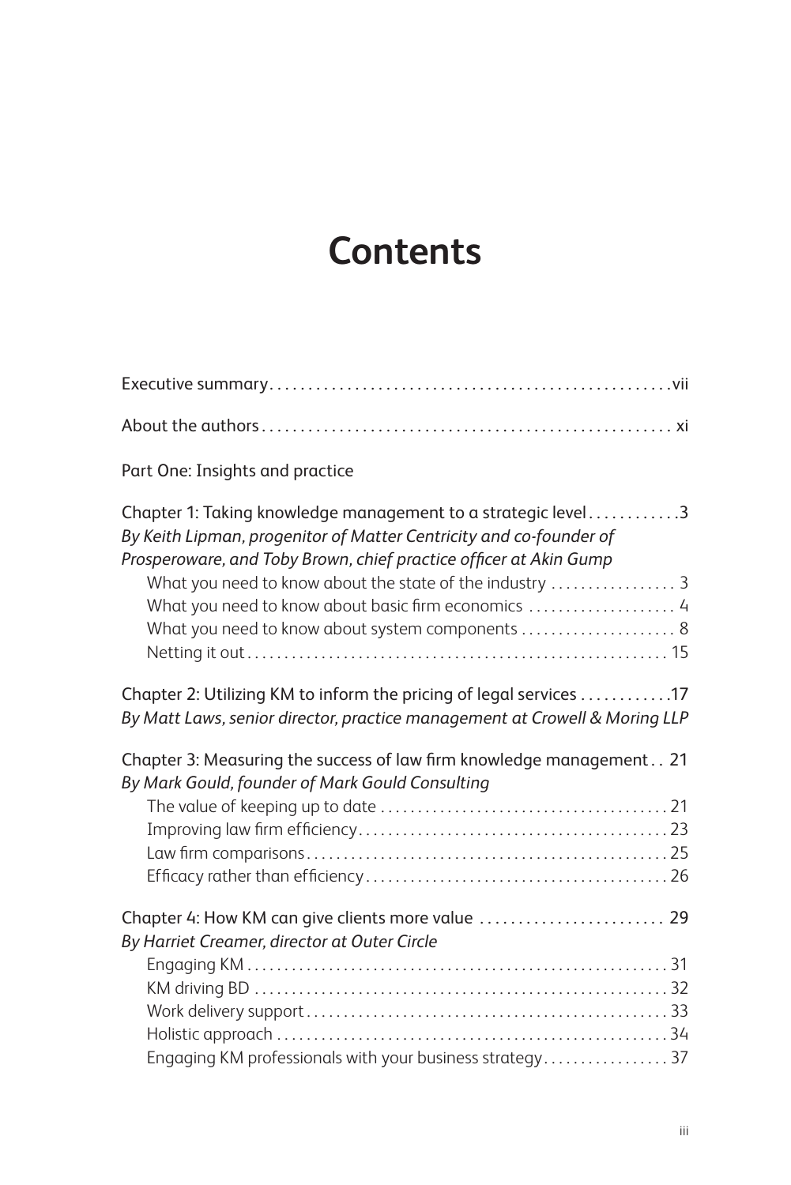# Contents

Executive summary ..... vii

About the authors ..... xi

Part One: Insights and practice

Chapter 1: Taking knowledge management to a strategic level ..... 3
*By Keith Lipman, progenitor of Matter Centricity and co-founder of Prosperoware, and Toby Brown, chief practice officer at Akin Gump*

- What you need to know about the state of the industry ..... 3
- What you need to know about basic firm economics ..... 4
- What you need to know about system components ..... 8
- Netting it out ..... 15

Chapter 2: Utilizing KM to inform the pricing of legal services ..... 17
*By Matt Laws, senior director, practice management at Crowell & Moring LLP*

Chapter 3: Measuring the success of law firm knowledge management ..... 21
*By Mark Gould, founder of Mark Gould Consulting*

- The value of keeping up to date ..... 21
- Improving law firm efficiency ..... 23
- Law firm comparisons ..... 25
- Efficacy rather than efficiency ..... 26

Chapter 4: How KM can give clients more value ..... 29
*By Harriet Creamer, director at Outer Circle*

- Engaging KM ..... 31
- KM driving BD ..... 32
- Work delivery support ..... 33
- Holistic approach ..... 34
- Engaging KM professionals with your business strategy ..... 37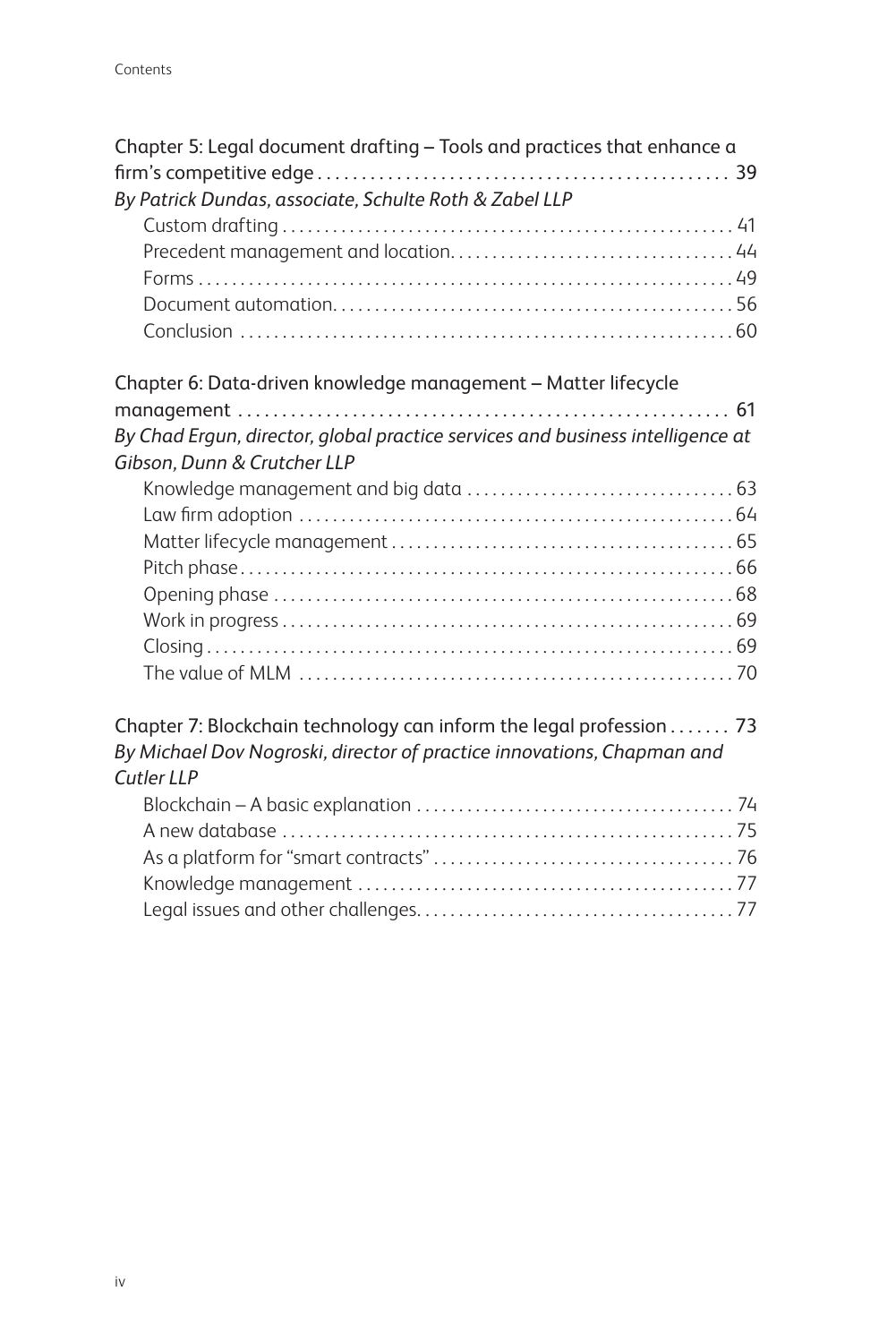Chapter 5: Legal document drafting – Tools and practices that enhance a firm's competitive edge . . . . . . . . . . . . . . . . . . . . . . . . . . . . . . . . . . . . . . . . . . . . . . . 39

*By Patrick Dundas, associate, Schulte Roth & Zabel LLP*

- Custom drafting . . . . . . . . . . . . . . . . . . . . . . . . . . . . . . . . . . . . . . . . . . . . . . . . . . . . . 41
- Precedent management and location. . . . . . . . . . . . . . . . . . . . . . . . . . . . . . . . . . 44
- Forms . . . . . . . . . . . . . . . . . . . . . . . . . . . . . . . . . . . . . . . . . . . . . . . . . . . . . . . . . . . . . . 49
- Document automation. . . . . . . . . . . . . . . . . . . . . . . . . . . . . . . . . . . . . . . . . . . . . . . . 56
- Conclusion . . . . . . . . . . . . . . . . . . . . . . . . . . . . . . . . . . . . . . . . . . . . . . . . . . . . . . . . . 60

Chapter 6: Data-driven knowledge management – Matter lifecycle management . . . . . . . . . . . . . . . . . . . . . . . . . . . . . . . . . . . . . . . . . . . . . . . . . . . . . . . 61

*By Chad Ergun, director, global practice services and business intelligence at Gibson, Dunn & Crutcher LLP*

- Knowledge management and big data . . . . . . . . . . . . . . . . . . . . . . . . . . . . . . . 63
- Law firm adoption . . . . . . . . . . . . . . . . . . . . . . . . . . . . . . . . . . . . . . . . . . . . . . . . . . . 64
- Matter lifecycle management . . . . . . . . . . . . . . . . . . . . . . . . . . . . . . . . . . . . . . . . . 65
- Pitch phase . . . . . . . . . . . . . . . . . . . . . . . . . . . . . . . . . . . . . . . . . . . . . . . . . . . . . . . . . 66
- Opening phase . . . . . . . . . . . . . . . . . . . . . . . . . . . . . . . . . . . . . . . . . . . . . . . . . . . . . . 68
- Work in progress . . . . . . . . . . . . . . . . . . . . . . . . . . . . . . . . . . . . . . . . . . . . . . . . . . . . 69
- Closing . . . . . . . . . . . . . . . . . . . . . . . . . . . . . . . . . . . . . . . . . . . . . . . . . . . . . . . . . . . . . 69
- The value of MLM . . . . . . . . . . . . . . . . . . . . . . . . . . . . . . . . . . . . . . . . . . . . . . . . . . . 70

Chapter 7: Blockchain technology can inform the legal profession . . . . . . . 73

*By Michael Dov Nogroski, director of practice innovations, Chapman and Cutler LLP*

- Blockchain – A basic explanation . . . . . . . . . . . . . . . . . . . . . . . . . . . . . . . . . . . . . 74
- A new database . . . . . . . . . . . . . . . . . . . . . . . . . . . . . . . . . . . . . . . . . . . . . . . . . . . . . 75
- As a platform for "smart contracts" . . . . . . . . . . . . . . . . . . . . . . . . . . . . . . . . . . . 76
- Knowledge management . . . . . . . . . . . . . . . . . . . . . . . . . . . . . . . . . . . . . . . . . . . . 77
- Legal issues and other challenges. . . . . . . . . . . . . . . . . . . . . . . . . . . . . . . . . . . . . 77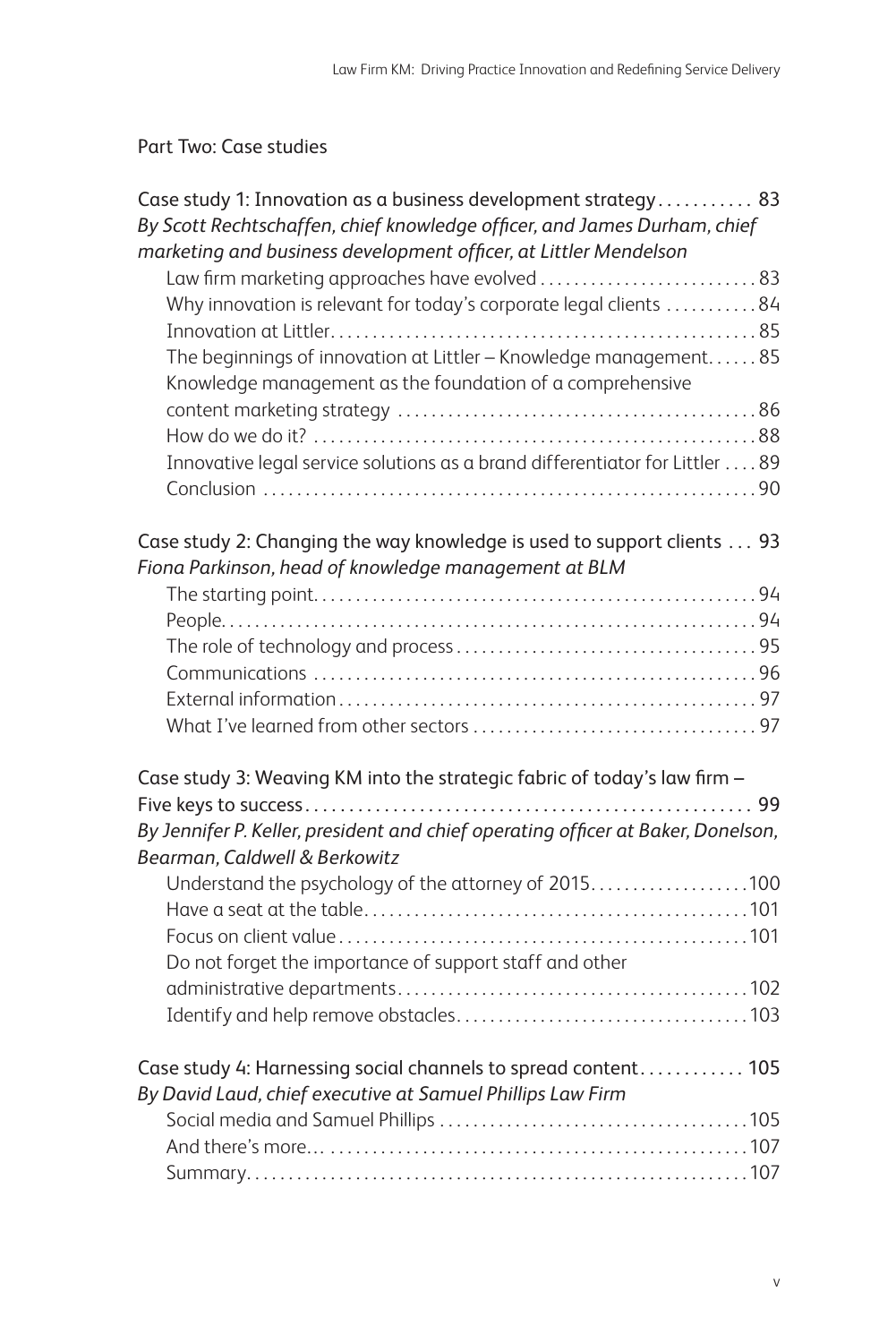## Part Two: Case studies

Case study 1: Innovation as a business development strategy . . . . . . . . . . . 83
*By Scott Rechtschaffen, chief knowledge officer, and James Durham, chief marketing and business development officer, at Littler Mendelson*

- Law firm marketing approaches have evolved . . . . . . . . . . . . . . . . . . . . . . . . . 83
- Why innovation is relevant for today's corporate legal clients . . . . . . . . . . . 84
- Innovation at Littler. . . . . . . . . . . . . . . . . . . . . . . . . . . . . . . . . . . . . . . . . . . . . . . . . . 85
- The beginnings of innovation at Littler – Knowledge management. . . . . . 85
- Knowledge management as the foundation of a comprehensive content marketing strategy . . . . . . . . . . . . . . . . . . . . . . . . . . . . . . . . . . . . . . . . . 86
- How do we do it? . . . . . . . . . . . . . . . . . . . . . . . . . . . . . . . . . . . . . . . . . . . . . . . . . . . . 88
- Innovative legal service solutions as a brand differentiator for Littler . . . . 89
- Conclusion . . . . . . . . . . . . . . . . . . . . . . . . . . . . . . . . . . . . . . . . . . . . . . . . . . . . . . . . . 90

Case study 2: Changing the way knowledge is used to support clients . . . 93
*Fiona Parkinson, head of knowledge management at BLM*

- The starting point. . . . . . . . . . . . . . . . . . . . . . . . . . . . . . . . . . . . . . . . . . . . . . . . . . . . 94
- People. . . . . . . . . . . . . . . . . . . . . . . . . . . . . . . . . . . . . . . . . . . . . . . . . . . . . . . . . . . . . . . 94
- The role of technology and process . . . . . . . . . . . . . . . . . . . . . . . . . . . . . . . . . . . 95
- Communications . . . . . . . . . . . . . . . . . . . . . . . . . . . . . . . . . . . . . . . . . . . . . . . . . . . . 96
- External information . . . . . . . . . . . . . . . . . . . . . . . . . . . . . . . . . . . . . . . . . . . . . . . . . 97
- What I've learned from other sectors . . . . . . . . . . . . . . . . . . . . . . . . . . . . . . . . . 97

Case study 3: Weaving KM into the strategic fabric of today's law firm – Five keys to success . . . . . . . . . . . . . . . . . . . . . . . . . . . . . . . . . . . . . . . . . . . . . . . . . . . 99
*By Jennifer P. Keller, president and chief operating officer at Baker, Donelson, Bearman, Caldwell & Berkowitz*

- Understand the psychology of the attorney of 2015. . . . . . . . . . . . . . . . . . . 100
- Have a seat at the table. . . . . . . . . . . . . . . . . . . . . . . . . . . . . . . . . . . . . . . . . . . . . 101
- Focus on client value . . . . . . . . . . . . . . . . . . . . . . . . . . . . . . . . . . . . . . . . . . . . . . . 101
- Do not forget the importance of support staff and other administrative departments. . . . . . . . . . . . . . . . . . . . . . . . . . . . . . . . . . . . . . . . . 102
- Identify and help remove obstacles. . . . . . . . . . . . . . . . . . . . . . . . . . . . . . . . . . 103

Case study 4: Harnessing social channels to spread content. . . . . . . . . . . . 105
*By David Laud, chief executive at Samuel Phillips Law Firm*

- Social media and Samuel Phillips . . . . . . . . . . . . . . . . . . . . . . . . . . . . . . . . . . . . 105
- And there's more… . . . . . . . . . . . . . . . . . . . . . . . . . . . . . . . . . . . . . . . . . . . . . . . . . 107
- Summary. . . . . . . . . . . . . . . . . . . . . . . . . . . . . . . . . . . . . . . . . . . . . . . . . . . . . . . . . . . 107